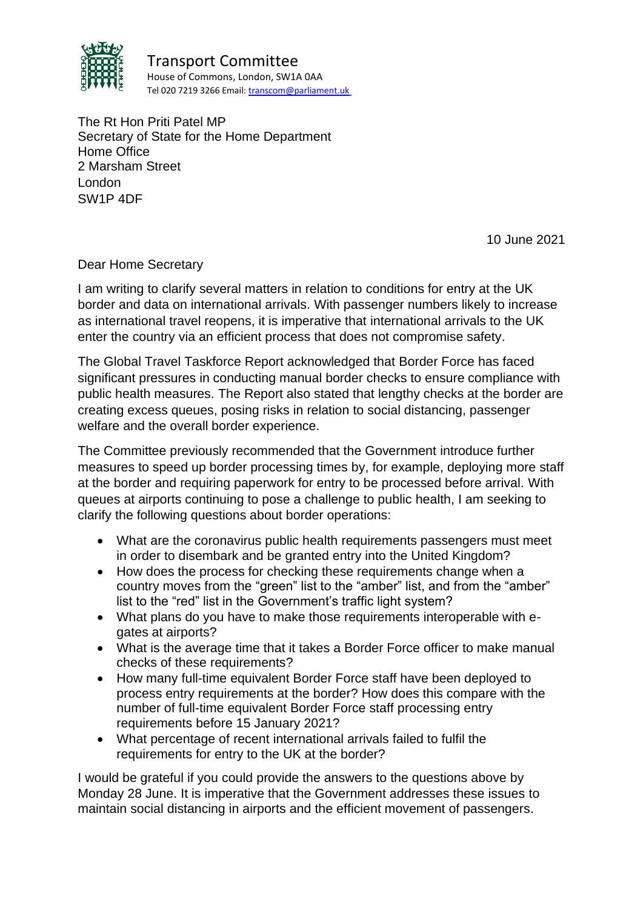Transport Committee
House of Commons, London, SW1A 0AA
Tel 020 7219 3266 Email: transcom@parliament.uk

The Rt Hon Priti Patel MP
Secretary of State for the Home Department
Home Office
2 Marsham Street
London
SW1P 4DF

10 June 2021

Dear Home Secretary

I am writing to clarify several matters in relation to conditions for entry at the UK border and data on international arrivals. With passenger numbers likely to increase as international travel reopens, it is imperative that international arrivals to the UK enter the country via an efficient process that does not compromise safety.

The Global Travel Taskforce Report acknowledged that Border Force has faced significant pressures in conducting manual border checks to ensure compliance with public health measures. The Report also stated that lengthy checks at the border are creating excess queues, posing risks in relation to social distancing, passenger welfare and the overall border experience.

The Committee previously recommended that the Government introduce further measures to speed up border processing times by, for example, deploying more staff at the border and requiring paperwork for entry to be processed before arrival. With queues at airports continuing to pose a challenge to public health, I am seeking to clarify the following questions about border operations:

- What are the coronavirus public health requirements passengers must meet in order to disembark and be granted entry into the United Kingdom?
- How does the process for checking these requirements change when a country moves from the "green" list to the "amber" list, and from the "amber" list to the "red" list in the Government's traffic light system?
- What plans do you have to make those requirements interoperable with e-gates at airports?
- What is the average time that it takes a Border Force officer to make manual checks of these requirements?
- How many full-time equivalent Border Force staff have been deployed to process entry requirements at the border? How does this compare with the number of full-time equivalent Border Force staff processing entry requirements before 15 January 2021?
- What percentage of recent international arrivals failed to fulfil the requirements for entry to the UK at the border?

I would be grateful if you could provide the answers to the questions above by Monday 28 June. It is imperative that the Government addresses these issues to maintain social distancing in airports and the efficient movement of passengers.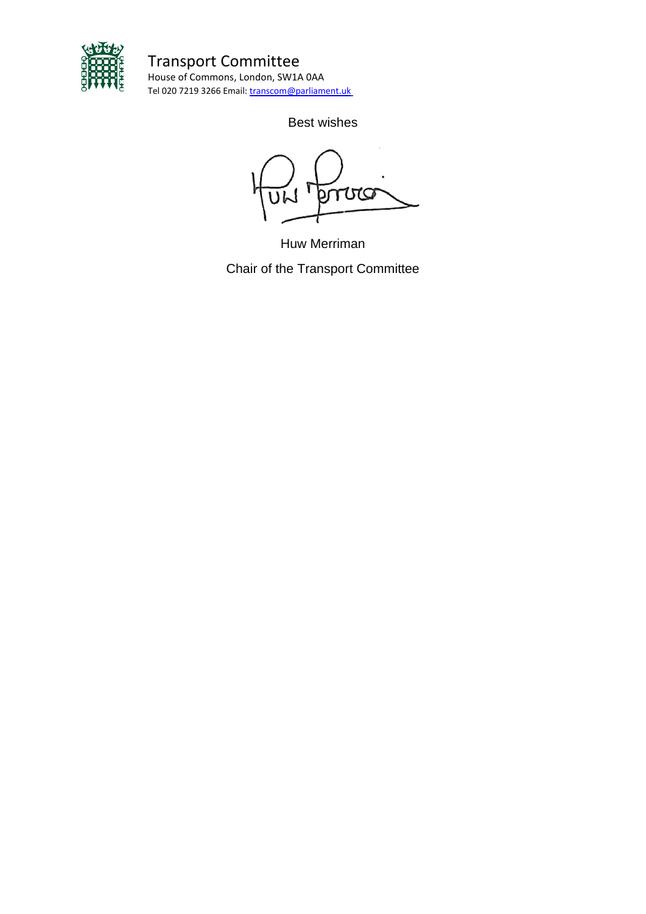Transport Committee
House of Commons, London, SW1A 0AA
Tel 020 7219 3266 Email: transcom@parliament.uk

Best wishes

Huw Merriman

Chair of the Transport Committee